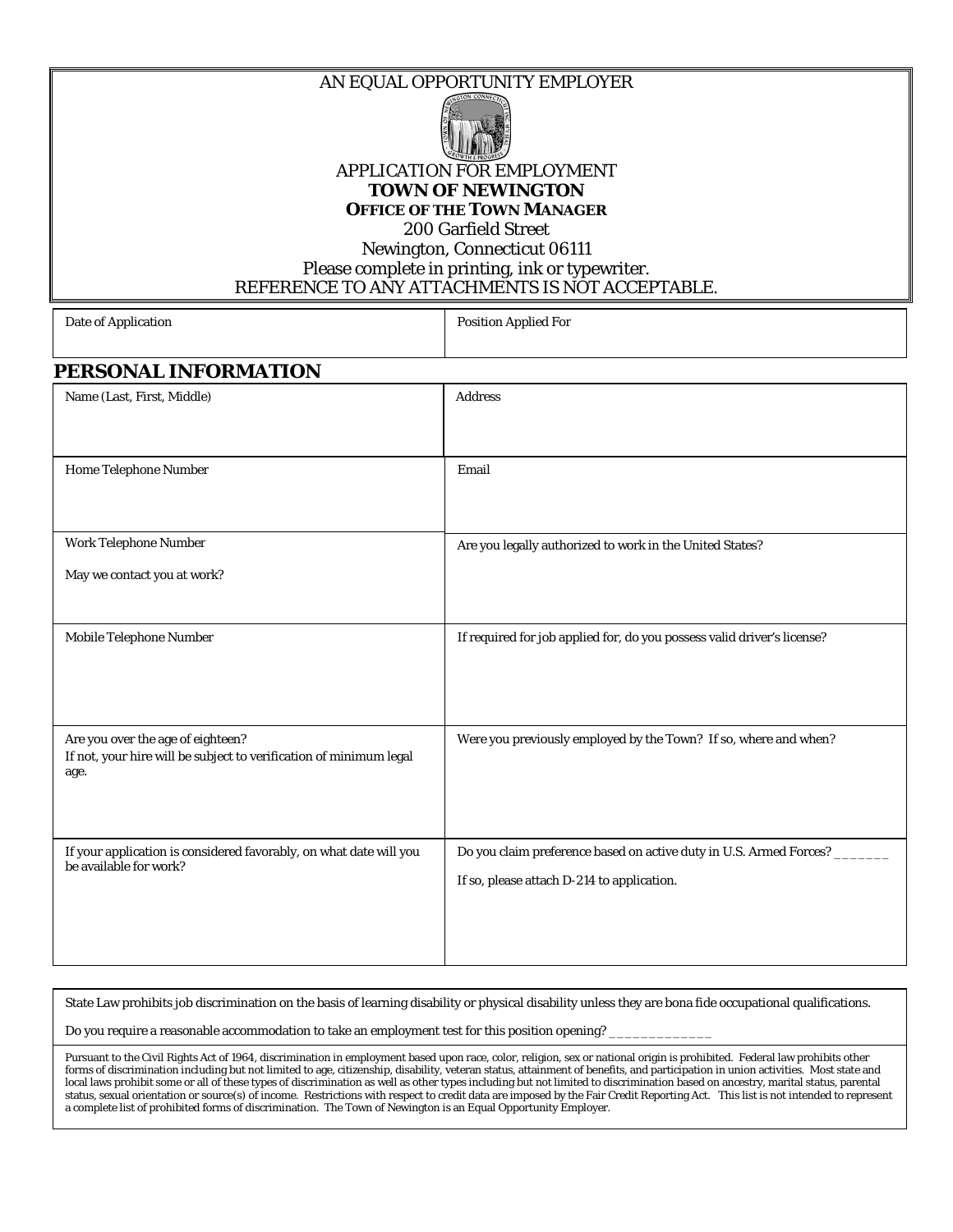AN EQUAL OPPORTUNITY EMPLOYER

APPLICATION FOR EMPLOYMENT

**TOWN OF NEWINGTON**

**OFFICE OF THE TOWN MANAGER**

200 Garfield Street

Newington, Connecticut 06111

Please complete in printing, ink or typewriter.

REFERENCE TO ANY ATTACHMENTS IS NOT ACCEPTABLE.

| Date of Application | Position Applied For |
| --- | --- |
| | |

## PERSONAL INFORMATION

| | |
| --- | --- |
| Name (Last, First, Middle) | Address |
| Home Telephone Number | Email |
| Work Telephone Number<br><br>May we contact you at work? | Are you legally authorized to work in the United States? |
| Mobile Telephone Number | If required for job applied for, do you possess valid driver's license? |
| Are you over the age of eighteen?<br>If not, your hire will be subject to verification of minimum legal age. | Were you previously employed by the Town? If so, where and when? |
| If your application is considered favorably, on what date will you be available for work? | Do you claim preference based on active duty in U.S. Armed Forces? _______<br><br>If so, please attach D-214 to application. |

State Law prohibits job discrimination on the basis of learning disability or physical disability unless they are bona fide occupational qualifications.

Do you require a reasonable accommodation to take an employment test for this position opening? _____________

Pursuant to the Civil Rights Act of 1964, discrimination in employment based upon race, color, religion, sex or national origin is prohibited. Federal law prohibits other forms of discrimination including but not limited to age, citizenship, disability, veteran status, attainment of benefits, and participation in union activities. Most state and local laws prohibit some or all of these types of discrimination as well as other types including but not limited to discrimination based on ancestry, marital status, parental status, sexual orientation or source(s) of income. Restrictions with respect to credit data are imposed by the Fair Credit Reporting Act. This list is not intended to represent a complete list of prohibited forms of discrimination. The Town of Newington is an Equal Opportunity Employer.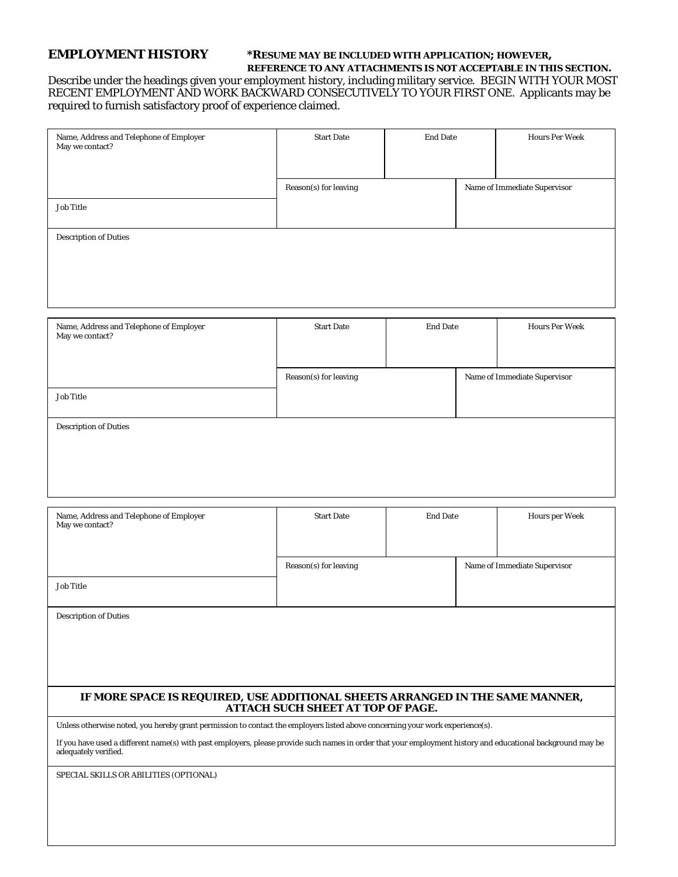## EMPLOYMENT HISTORY

**\*RESUME MAY BE INCLUDED WITH APPLICATION; HOWEVER, REFERENCE TO ANY ATTACHMENTS IS NOT ACCEPTABLE IN THIS SECTION.**

Describe under the headings given your employment history, including military service. BEGIN WITH YOUR MOST RECENT EMPLOYMENT AND WORK BACKWARD CONSECUTIVELY TO YOUR FIRST ONE. Applicants may be required to furnish satisfactory proof of experience claimed.

| Name, Address and Telephone of Employer<br>May we contact? | Start Date | End Date | Hours Per Week |
|---|---|---|---|
| | Reason(s) for leaving | | Name of Immediate Supervisor |
| Job Title | | | |
| Description of Duties | | | |

| Name, Address and Telephone of Employer<br>May we contact? | Start Date | End Date | Hours Per Week |
|---|---|---|---|
| | Reason(s) for leaving | | Name of Immediate Supervisor |
| Job Title | | | |
| Description of Duties | | | |

| Name, Address and Telephone of Employer<br>May we contact? | Start Date | End Date | Hours per Week |
|---|---|---|---|
| | Reason(s) for leaving | | Name of Immediate Supervisor |
| Job Title | | | |
| Description of Duties | | | |

**IF MORE SPACE IS REQUIRED, USE ADDITIONAL SHEETS ARRANGED IN THE SAME MANNER, ATTACH SUCH SHEET AT TOP OF PAGE.**

Unless otherwise noted, you hereby grant permission to contact the employers listed above concerning your work experience(s).

If you have used a different name(s) with past employers, please provide such names in order that your employment history and educational background may be adequately verified.

SPECIAL SKILLS OR ABILITIES (OPTIONAL)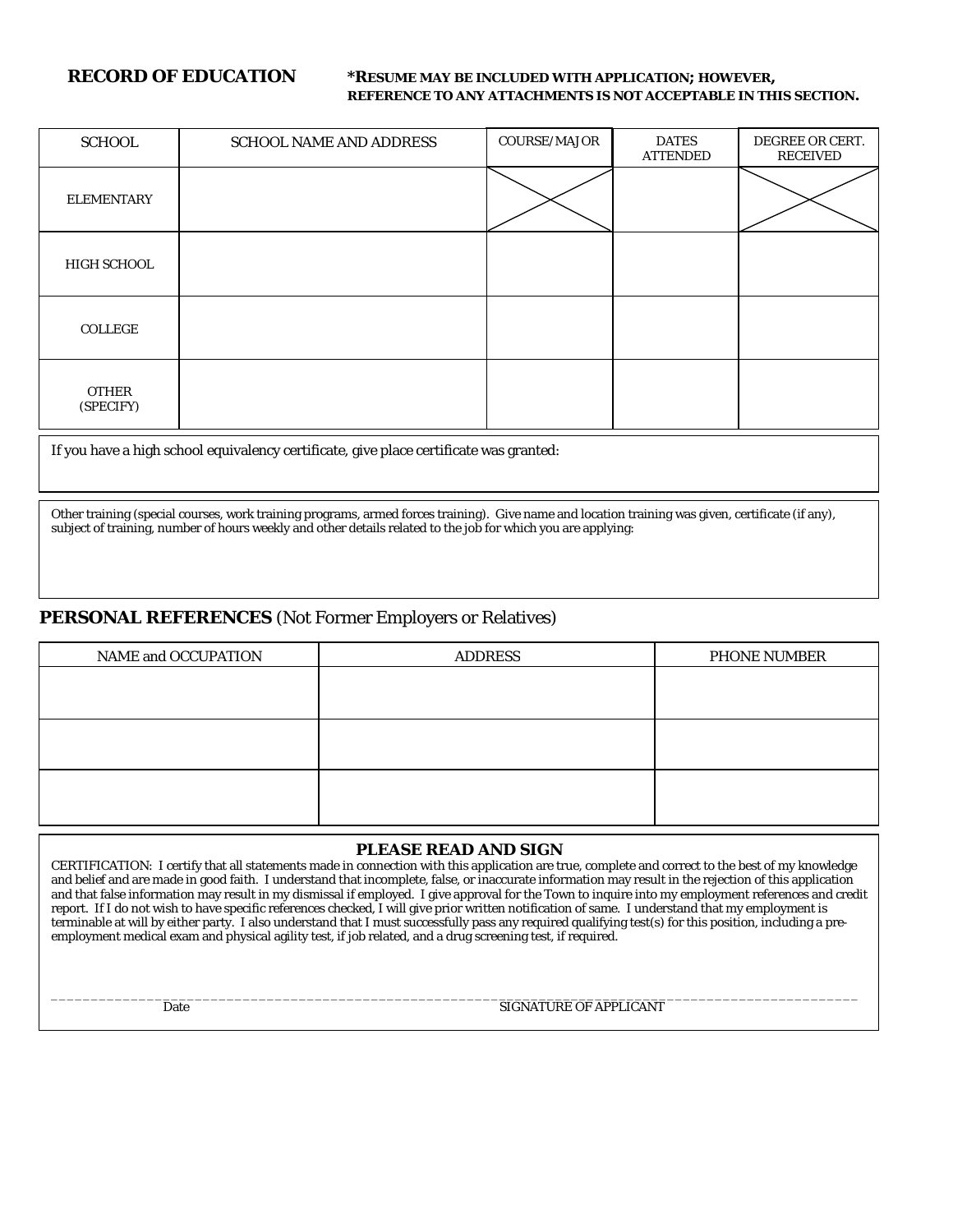## RECORD OF EDUCATION

**\*RESUME MAY BE INCLUDED WITH APPLICATION; HOWEVER, REFERENCE TO ANY ATTACHMENTS IS NOT ACCEPTABLE IN THIS SECTION.**

| SCHOOL | SCHOOL NAME AND ADDRESS | COURSE/MAJOR | DATES ATTENDED | DEGREE OR CERT. RECEIVED |
|---|---|---|---|---|
| ELEMENTARY | | X | | X |
| HIGH SCHOOL | | | | |
| COLLEGE | | | | |
| OTHER (SPECIFY) | | | | |

If you have a high school equivalency certificate, give place certificate was granted:

Other training (special courses, work training programs, armed forces training). Give name and location training was given, certificate (if any), subject of training, number of hours weekly and other details related to the job for which you are applying:

## PERSONAL REFERENCES (Not Former Employers or Relatives)

| NAME and OCCUPATION | ADDRESS | PHONE NUMBER |
|---|---|---|
| | | |
| | | |
| | | |

### PLEASE READ AND SIGN

CERTIFICATION: I certify that all statements made in connection with this application are true, complete and correct to the best of my knowledge and belief and are made in good faith. I understand that incomplete, false, or inaccurate information may result in the rejection of this application and that false information may result in my dismissal if employed. I give approval for the Town to inquire into my employment references and credit report. If I do not wish to have specific references checked, I will give prior written notification of same. I understand that my employment is terminable at will by either party. I also understand that I must successfully pass any required qualifying test(s) for this position, including a pre-employment medical exam and physical agility test, if job related, and a drug screening test, if required.

_______________________________________________________________________________

Date SIGNATURE OF APPLICANT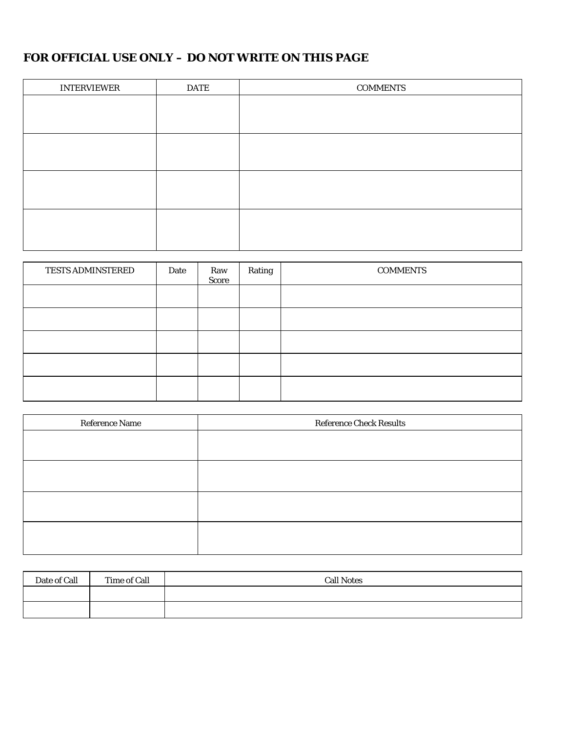**FOR OFFICIAL USE ONLY – DO NOT WRITE ON THIS PAGE**

| INTERVIEWER | DATE | COMMENTS |
|---|---|---|
| | | |
| | | |
| | | |
| | | |

| TESTS ADMINSTERED | Date | Raw Score | Rating | COMMENTS |
|---|---|---|---|---|
| | | | | |
| | | | | |
| | | | | |
| | | | | |
| | | | | |

| Reference Name | Reference Check Results |
|---|---|
| | |
| | |
| | |
| | |

| Date of Call | Time of Call | Call Notes |
|---|---|---|
| | | |
| | | |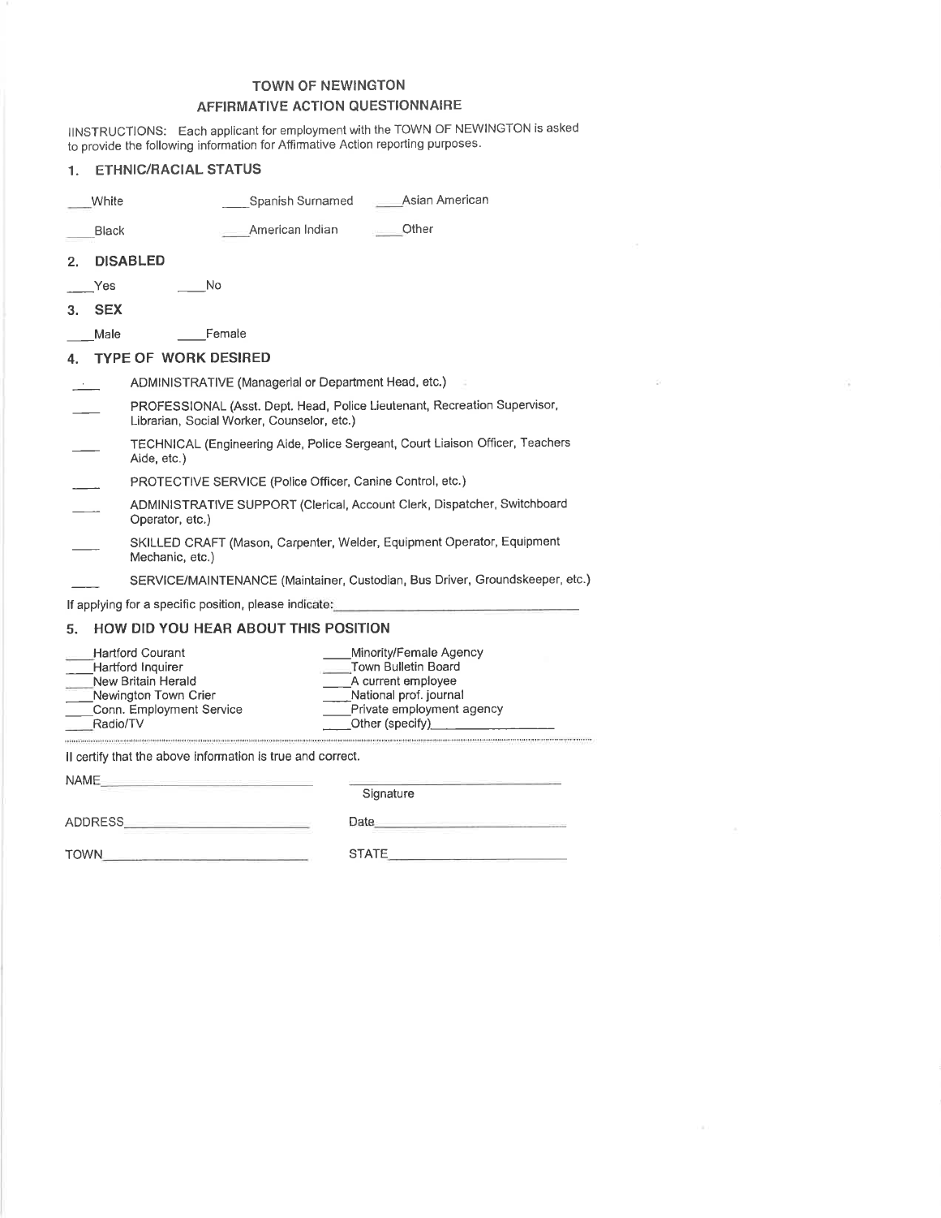# TOWN OF NEWINGTON

## AFFIRMATIVE ACTION QUESTIONNAIRE

IINSTRUCTIONS: Each applicant for employment with the TOWN OF NEWINGTON is asked to provide the following information for Affirmative Action reporting purposes.

### 1. ETHNIC/RACIAL STATUS

____White ____Spanish Surnamed ____Asian American

____Black ____American Indian ____Other

### 2. DISABLED

____Yes ____No

### 3. SEX

____Male ____Female

### 4. TYPE OF WORK DESIRED

____ ADMINISTRATIVE (Managerial or Department Head, etc.)

____ PROFESSIONAL (Asst. Dept. Head, Police Lieutenant, Recreation Supervisor, Librarian, Social Worker, Counselor, etc.)

____ TECHNICAL (Engineering Aide, Police Sergeant, Court Liaison Officer, Teachers Aide, etc.)

____ PROTECTIVE SERVICE (Police Officer, Canine Control, etc.)

____ ADMINISTRATIVE SUPPORT (Clerical, Account Clerk, Dispatcher, Switchboard Operator, etc.)

____ SKILLED CRAFT (Mason, Carpenter, Welder, Equipment Operator, Equipment Mechanic, etc.)

____ SERVICE/MAINTENANCE (Maintainer, Custodian, Bus Driver, Groundskeeper, etc.)

If applying for a specific position, please indicate:____________________

### 5. HOW DID YOU HEAR ABOUT THIS POSITION

____Hartford Courant
____Hartford Inquirer
____New Britain Herald
____Newington Town Crier
____Conn. Employment Service
____Radio/TV
____Minority/Female Agency
____Town Bulletin Board
____A current employee
____National prof. journal
____Private employment agency
____Other (specify)____________

II certify that the above information is true and correct.

NAME____________________ ____________________ Signature

ADDRESS____________________ Date____________________

TOWN____________________ STATE____________________